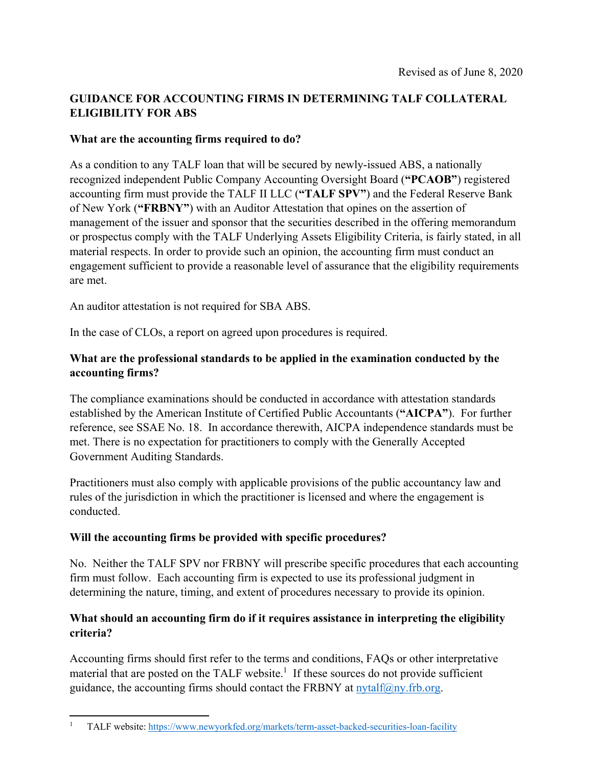Revised as of June 8, 2020

**GUIDANCE FOR ACCOUNTING FIRMS IN DETERMINING TALF COLLATERAL ELIGIBILITY FOR ABS**

**What are the accounting firms required to do?**

As a condition to any TALF loan that will be secured by newly-issued ABS, a nationally recognized independent Public Company Accounting Oversight Board (**"PCAOB"**) registered accounting firm must provide the TALF II LLC (**"TALF SPV"**) and the Federal Reserve Bank of New York (**"FRBNY"**) with an Auditor Attestation that opines on the assertion of management of the issuer and sponsor that the securities described in the offering memorandum or prospectus comply with the TALF Underlying Assets Eligibility Criteria, is fairly stated, in all material respects. In order to provide such an opinion, the accounting firm must conduct an engagement sufficient to provide a reasonable level of assurance that the eligibility requirements are met.

An auditor attestation is not required for SBA ABS.

In the case of CLOs, a report on agreed upon procedures is required.

**What are the professional standards to be applied in the examination conducted by the accounting firms?**

The compliance examinations should be conducted in accordance with attestation standards established by the American Institute of Certified Public Accountants (**"AICPA"**). For further reference, see SSAE No. 18. In accordance therewith, AICPA independence standards must be met. There is no expectation for practitioners to comply with the Generally Accepted Government Auditing Standards.

Practitioners must also comply with applicable provisions of the public accountancy law and rules of the jurisdiction in which the practitioner is licensed and where the engagement is conducted.

**Will the accounting firms be provided with specific procedures?**

No. Neither the TALF SPV nor FRBNY will prescribe specific procedures that each accounting firm must follow. Each accounting firm is expected to use its professional judgment in determining the nature, timing, and extent of procedures necessary to provide its opinion.

**What should an accounting firm do if it requires assistance in interpreting the eligibility criteria?**

Accounting firms should first refer to the terms and conditions, FAQs or other interpretative material that are posted on the TALF website.[1] If these sources do not provide sufficient guidance, the accounting firms should contact the FRBNY at nytalf@ny.frb.org.

---

[1] TALF website: https://www.newyorkfed.org/markets/term-asset-backed-securities-loan-facility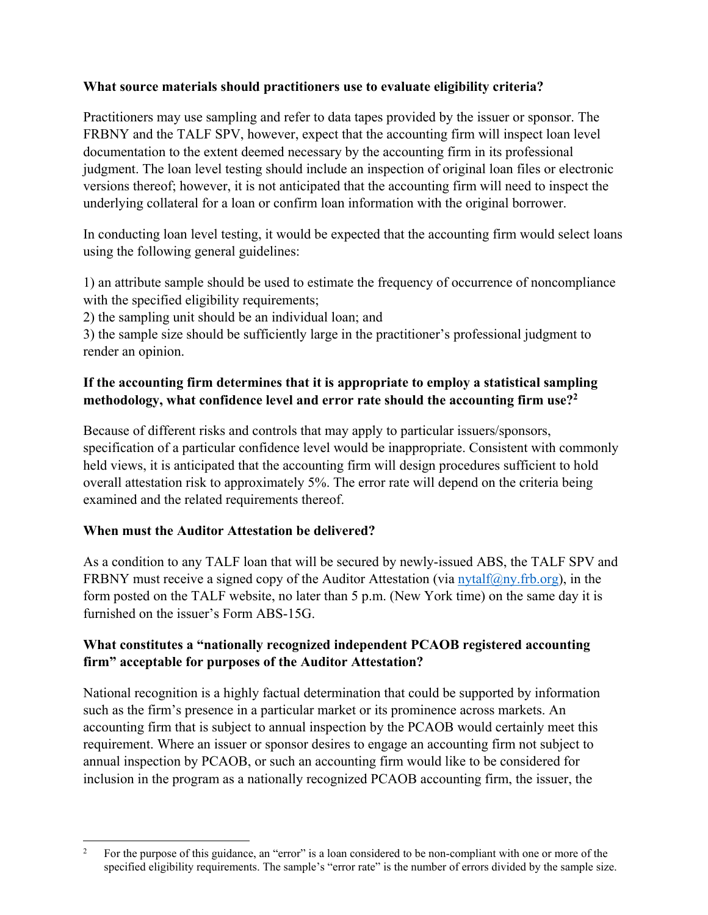**What source materials should practitioners use to evaluate eligibility criteria?**

Practitioners may use sampling and refer to data tapes provided by the issuer or sponsor. The FRBNY and the TALF SPV, however, expect that the accounting firm will inspect loan level documentation to the extent deemed necessary by the accounting firm in its professional judgment. The loan level testing should include an inspection of original loan files or electronic versions thereof; however, it is not anticipated that the accounting firm will need to inspect the underlying collateral for a loan or confirm loan information with the original borrower.

In conducting loan level testing, it would be expected that the accounting firm would select loans using the following general guidelines:

1) an attribute sample should be used to estimate the frequency of occurrence of noncompliance with the specified eligibility requirements;
2) the sampling unit should be an individual loan; and
3) the sample size should be sufficiently large in the practitioner's professional judgment to render an opinion.

**If the accounting firm determines that it is appropriate to employ a statistical sampling methodology, what confidence level and error rate should the accounting firm use?[2]**

Because of different risks and controls that may apply to particular issuers/sponsors, specification of a particular confidence level would be inappropriate. Consistent with commonly held views, it is anticipated that the accounting firm will design procedures sufficient to hold overall attestation risk to approximately 5%. The error rate will depend on the criteria being examined and the related requirements thereof.

**When must the Auditor Attestation be delivered?**

As a condition to any TALF loan that will be secured by newly-issued ABS, the TALF SPV and FRBNY must receive a signed copy of the Auditor Attestation (via nytalf@ny.frb.org), in the form posted on the TALF website, no later than 5 p.m. (New York time) on the same day it is furnished on the issuer's Form ABS-15G.

**What constitutes a "nationally recognized independent PCAOB registered accounting firm" acceptable for purposes of the Auditor Attestation?**

National recognition is a highly factual determination that could be supported by information such as the firm's presence in a particular market or its prominence across markets. An accounting firm that is subject to annual inspection by the PCAOB would certainly meet this requirement. Where an issuer or sponsor desires to engage an accounting firm not subject to annual inspection by PCAOB, or such an accounting firm would like to be considered for inclusion in the program as a nationally recognized PCAOB accounting firm, the issuer, the

---

[2] For the purpose of this guidance, an "error" is a loan considered to be non-compliant with one or more of the specified eligibility requirements. The sample's "error rate" is the number of errors divided by the sample size.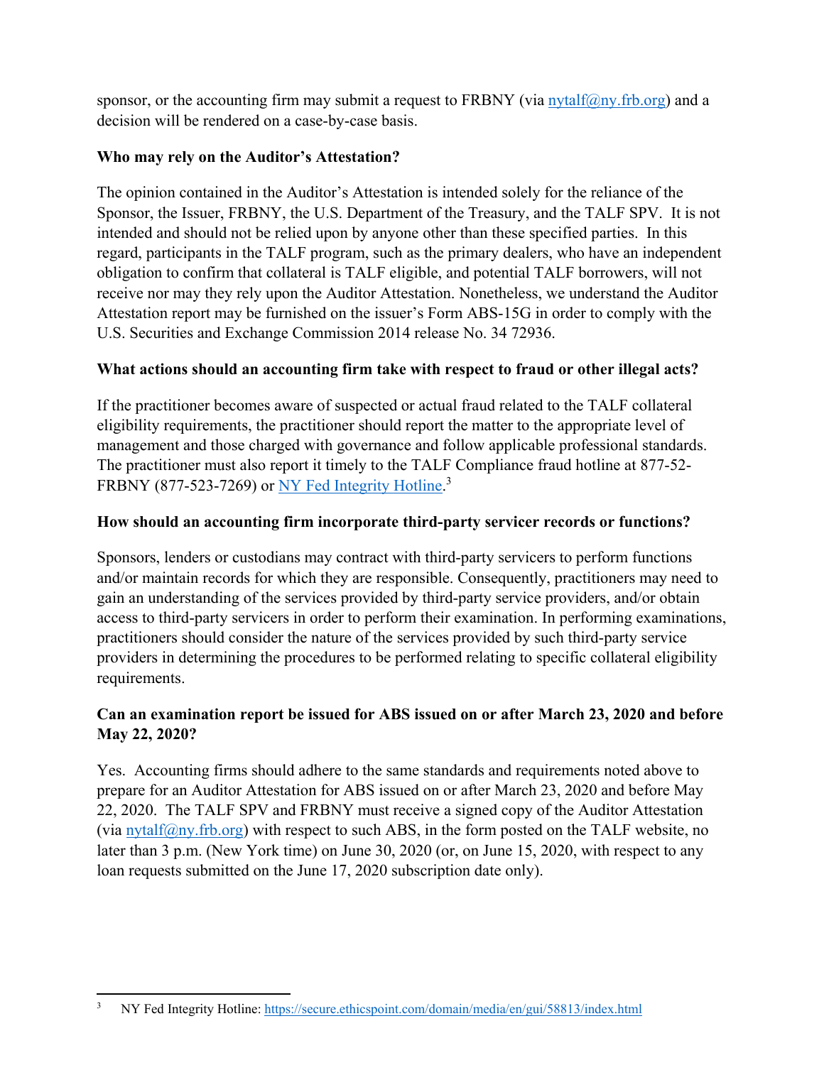sponsor, or the accounting firm may submit a request to FRBNY (via nytalf@ny.frb.org) and a decision will be rendered on a case-by-case basis.

**Who may rely on the Auditor's Attestation?**

The opinion contained in the Auditor's Attestation is intended solely for the reliance of the Sponsor, the Issuer, FRBNY, the U.S. Department of the Treasury, and the TALF SPV. It is not intended and should not be relied upon by anyone other than these specified parties. In this regard, participants in the TALF program, such as the primary dealers, who have an independent obligation to confirm that collateral is TALF eligible, and potential TALF borrowers, will not receive nor may they rely upon the Auditor Attestation. Nonetheless, we understand the Auditor Attestation report may be furnished on the issuer's Form ABS-15G in order to comply with the U.S. Securities and Exchange Commission 2014 release No. 34 72936.

**What actions should an accounting firm take with respect to fraud or other illegal acts?**

If the practitioner becomes aware of suspected or actual fraud related to the TALF collateral eligibility requirements, the practitioner should report the matter to the appropriate level of management and those charged with governance and follow applicable professional standards. The practitioner must also report it timely to the TALF Compliance fraud hotline at 877-52-FRBNY (877-523-7269) or NY Fed Integrity Hotline.[3]

**How should an accounting firm incorporate third-party servicer records or functions?**

Sponsors, lenders or custodians may contract with third-party servicers to perform functions and/or maintain records for which they are responsible. Consequently, practitioners may need to gain an understanding of the services provided by third-party service providers, and/or obtain access to third-party servicers in order to perform their examination. In performing examinations, practitioners should consider the nature of the services provided by such third-party service providers in determining the procedures to be performed relating to specific collateral eligibility requirements.

**Can an examination report be issued for ABS issued on or after March 23, 2020 and before May 22, 2020?**

Yes. Accounting firms should adhere to the same standards and requirements noted above to prepare for an Auditor Attestation for ABS issued on or after March 23, 2020 and before May 22, 2020. The TALF SPV and FRBNY must receive a signed copy of the Auditor Attestation (via nytalf@ny.frb.org) with respect to such ABS, in the form posted on the TALF website, no later than 3 p.m. (New York time) on June 30, 2020 (or, on June 15, 2020, with respect to any loan requests submitted on the June 17, 2020 subscription date only).

---

[3] NY Fed Integrity Hotline: https://secure.ethicspoint.com/domain/media/en/gui/58813/index.html